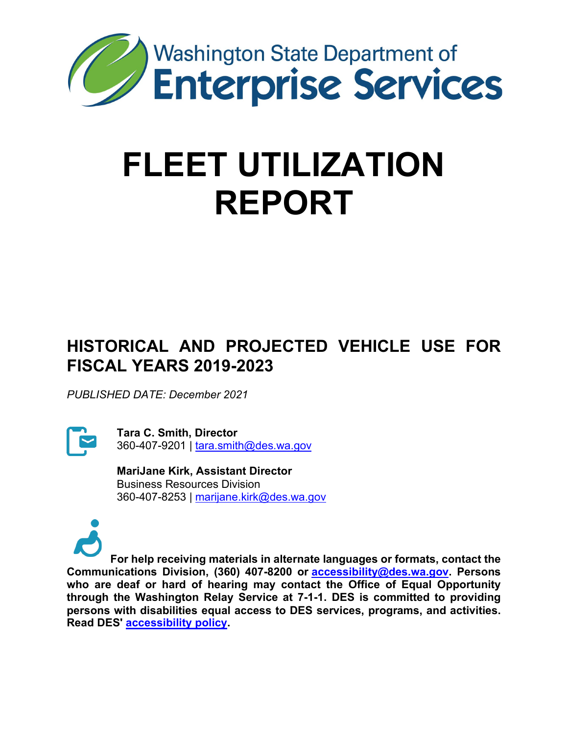Washington State Department of
Enterprise Services

# FLEET UTILIZATION REPORT

## HISTORICAL AND PROJECTED VEHICLE USE FOR FISCAL YEARS 2019-2023

*PUBLISHED DATE: December 2021*

**Tara C. Smith, Director**
360-407-9201 | tara.smith@des.wa.gov

**MariJane Kirk, Assistant Director**
Business Resources Division
360-407-8253 | marijane.kirk@des.wa.gov

**For help receiving materials in alternate languages or formats, contact the Communications Division, (360) 407-8200 or accessibility@des.wa.gov. Persons who are deaf or hard of hearing may contact the Office of Equal Opportunity through the Washington Relay Service at 7-1-1. DES is committed to providing persons with disabilities equal access to DES services, programs, and activities. Read DES' accessibility policy.**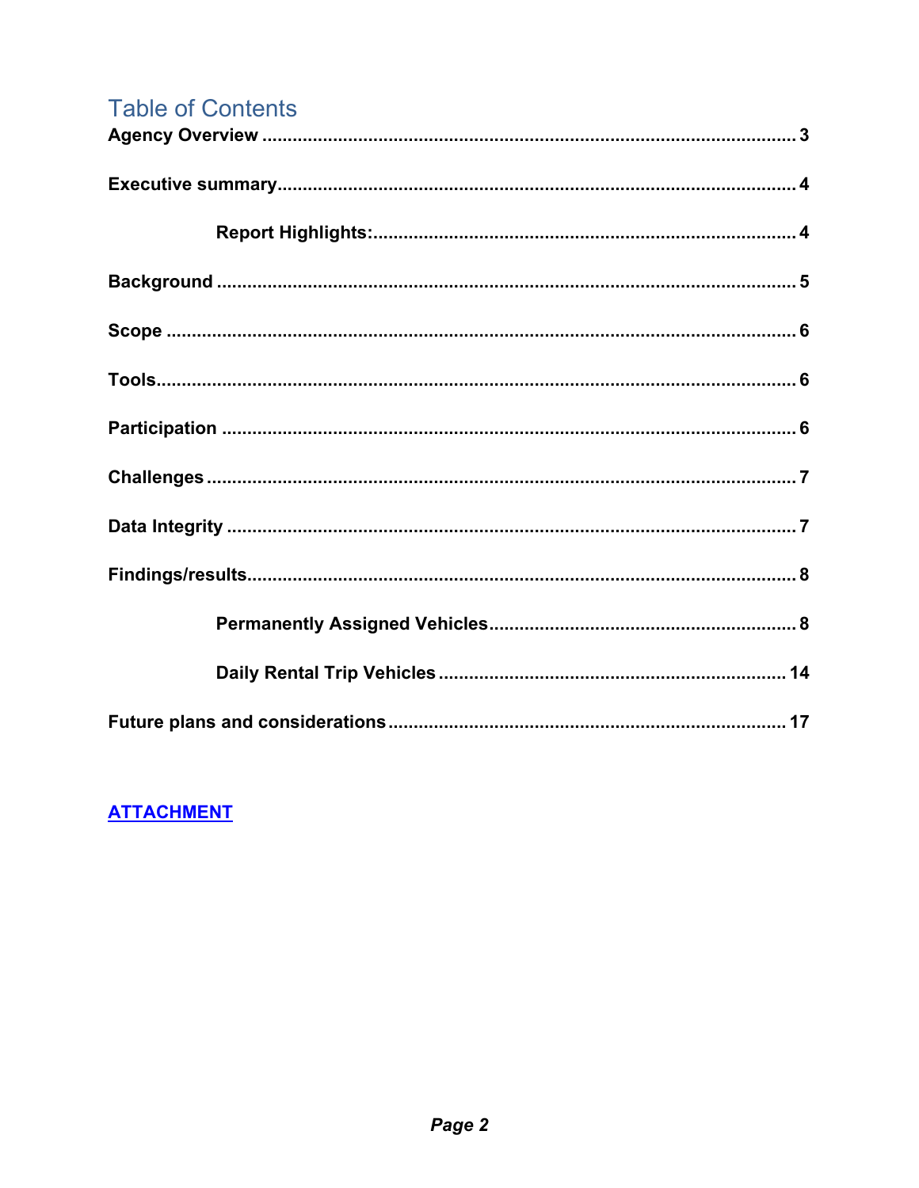# Table of Contents

**Agency Overview** ........................................................................................................ 3

**Executive summary** ..................................................................................................... 4

- **Report Highlights:** ............................................................................................... 4

**Background** ................................................................................................................ 5

**Scope** ......................................................................................................................... 6

**Tools** ........................................................................................................................... 6

**Participation** ............................................................................................................... 6

**Challenges** ................................................................................................................. 7

**Data Integrity** .............................................................................................................. 7

**Findings/results** .......................................................................................................... 8

- **Permanently Assigned Vehicles** ........................................................................ 8
- **Daily Rental Trip Vehicles** ................................................................................. 14

**Future plans and considerations** .............................................................................. 17

**ATTACHMENT**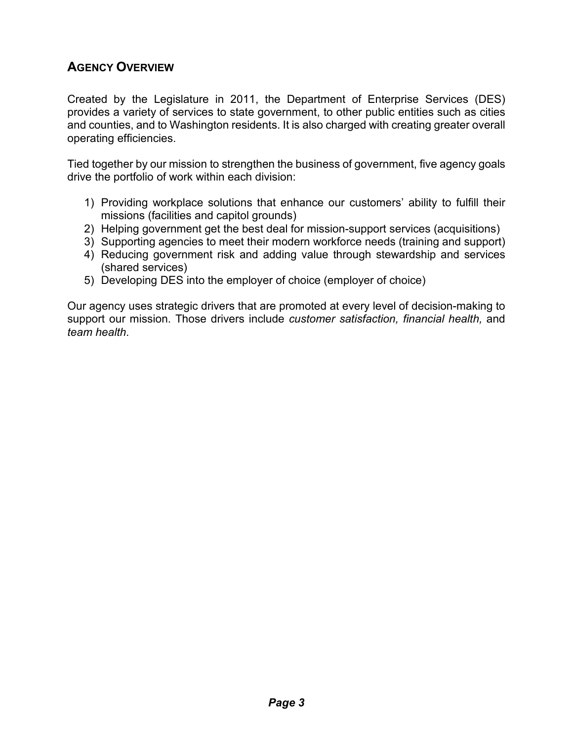## AGENCY OVERVIEW

Created by the Legislature in 2011, the Department of Enterprise Services (DES) provides a variety of services to state government, to other public entities such as cities and counties, and to Washington residents. It is also charged with creating greater overall operating efficiencies.

Tied together by our mission to strengthen the business of government, five agency goals drive the portfolio of work within each division:

1) Providing workplace solutions that enhance our customers' ability to fulfill their missions (facilities and capitol grounds)
2) Helping government get the best deal for mission-support services (acquisitions)
3) Supporting agencies to meet their modern workforce needs (training and support)
4) Reducing government risk and adding value through stewardship and services (shared services)
5) Developing DES into the employer of choice (employer of choice)

Our agency uses strategic drivers that are promoted at every level of decision-making to support our mission. Those drivers include *customer satisfaction, financial health,* and *team health*.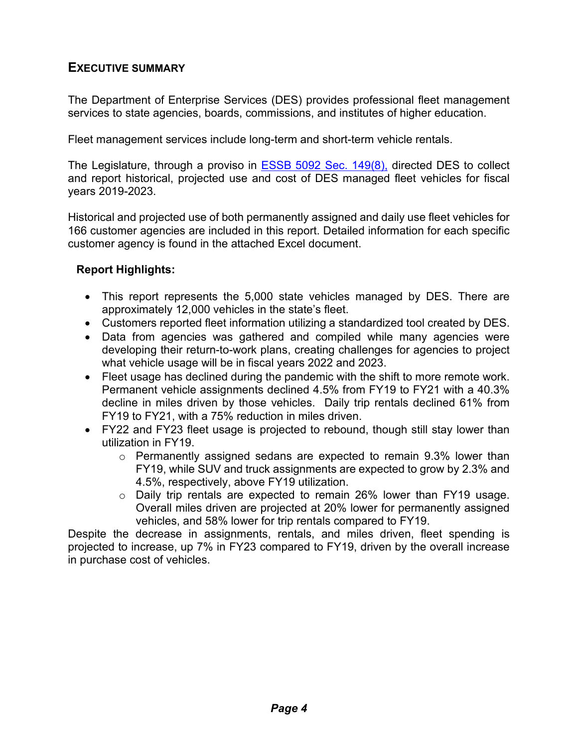## Executive Summary

The Department of Enterprise Services (DES) provides professional fleet management services to state agencies, boards, commissions, and institutes of higher education.

Fleet management services include long-term and short-term vehicle rentals.

The Legislature, through a proviso in [ESSB 5092 Sec. 149(8),] directed DES to collect and report historical, projected use and cost of DES managed fleet vehicles for fiscal years 2019-2023.

Historical and projected use of both permanently assigned and daily use fleet vehicles for 166 customer agencies are included in this report. Detailed information for each specific customer agency is found in the attached Excel document.

**Report Highlights:**

- This report represents the 5,000 state vehicles managed by DES. There are approximately 12,000 vehicles in the state's fleet.
- Customers reported fleet information utilizing a standardized tool created by DES.
- Data from agencies was gathered and compiled while many agencies were developing their return-to-work plans, creating challenges for agencies to project what vehicle usage will be in fiscal years 2022 and 2023.
- Fleet usage has declined during the pandemic with the shift to more remote work. Permanent vehicle assignments declined 4.5% from FY19 to FY21 with a 40.3% decline in miles driven by those vehicles. Daily trip rentals declined 61% from FY19 to FY21, with a 75% reduction in miles driven.
- FY22 and FY23 fleet usage is projected to rebound, though still stay lower than utilization in FY19.
  - Permanently assigned sedans are expected to remain 9.3% lower than FY19, while SUV and truck assignments are expected to grow by 2.3% and 4.5%, respectively, above FY19 utilization.
  - Daily trip rentals are expected to remain 26% lower than FY19 usage. Overall miles driven are projected at 20% lower for permanently assigned vehicles, and 58% lower for trip rentals compared to FY19.

Despite the decrease in assignments, rentals, and miles driven, fleet spending is projected to increase, up 7% in FY23 compared to FY19, driven by the overall increase in purchase cost of vehicles.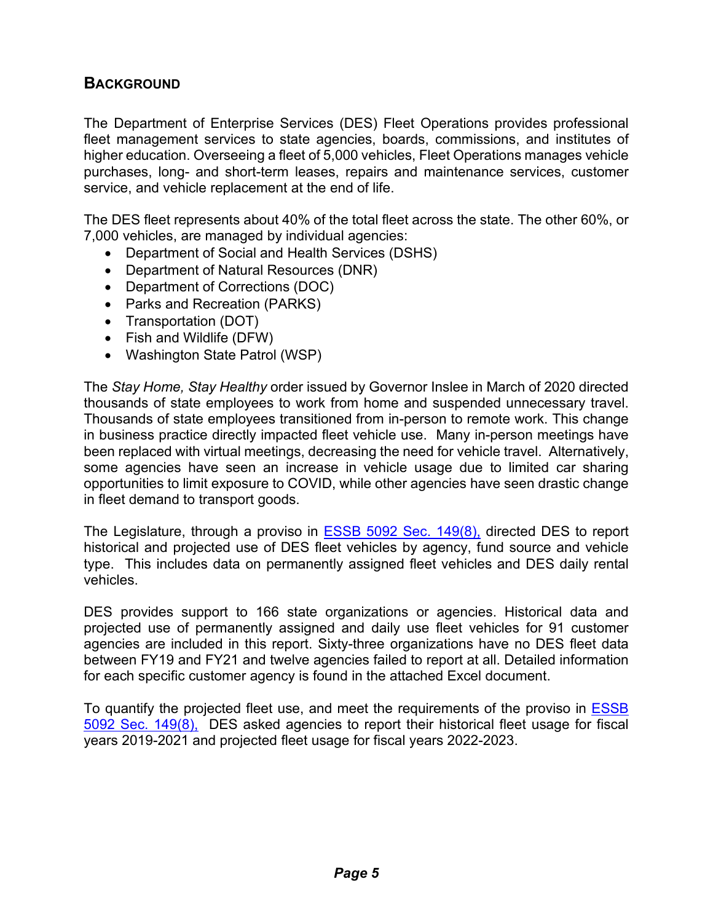## Background

The Department of Enterprise Services (DES) Fleet Operations provides professional fleet management services to state agencies, boards, commissions, and institutes of higher education. Overseeing a fleet of 5,000 vehicles, Fleet Operations manages vehicle purchases, long- and short-term leases, repairs and maintenance services, customer service, and vehicle replacement at the end of life.

The DES fleet represents about 40% of the total fleet across the state. The other 60%, or 7,000 vehicles, are managed by individual agencies:

- Department of Social and Health Services (DSHS)
- Department of Natural Resources (DNR)
- Department of Corrections (DOC)
- Parks and Recreation (PARKS)
- Transportation (DOT)
- Fish and Wildlife (DFW)
- Washington State Patrol (WSP)

The *Stay Home, Stay Healthy* order issued by Governor Inslee in March of 2020 directed thousands of state employees to work from home and suspended unnecessary travel. Thousands of state employees transitioned from in-person to remote work. This change in business practice directly impacted fleet vehicle use. Many in-person meetings have been replaced with virtual meetings, decreasing the need for vehicle travel. Alternatively, some agencies have seen an increase in vehicle usage due to limited car sharing opportunities to limit exposure to COVID, while other agencies have seen drastic change in fleet demand to transport goods.

The Legislature, through a proviso in ESSB 5092 Sec. 149(8), directed DES to report historical and projected use of DES fleet vehicles by agency, fund source and vehicle type. This includes data on permanently assigned fleet vehicles and DES daily rental vehicles.

DES provides support to 166 state organizations or agencies. Historical data and projected use of permanently assigned and daily use fleet vehicles for 91 customer agencies are included in this report. Sixty-three organizations have no DES fleet data between FY19 and FY21 and twelve agencies failed to report at all. Detailed information for each specific customer agency is found in the attached Excel document.

To quantify the projected fleet use, and meet the requirements of the proviso in ESSB 5092 Sec. 149(8), DES asked agencies to report their historical fleet usage for fiscal years 2019-2021 and projected fleet usage for fiscal years 2022-2023.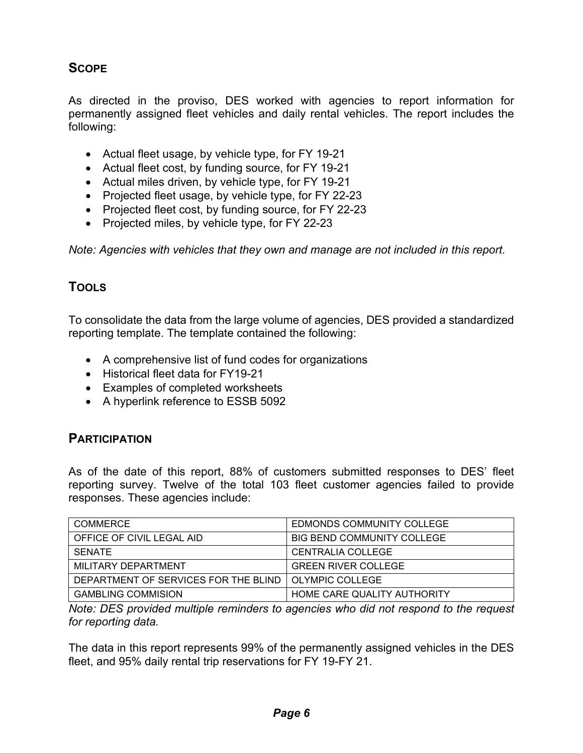## SCOPE

As directed in the proviso, DES worked with agencies to report information for permanently assigned fleet vehicles and daily rental vehicles. The report includes the following:

- Actual fleet usage, by vehicle type, for FY 19-21
- Actual fleet cost, by funding source, for FY 19-21
- Actual miles driven, by vehicle type, for FY 19-21
- Projected fleet usage, by vehicle type, for FY 22-23
- Projected fleet cost, by funding source, for FY 22-23
- Projected miles, by vehicle type, for FY 22-23

*Note: Agencies with vehicles that they own and manage are not included in this report.*

## TOOLS

To consolidate the data from the large volume of agencies, DES provided a standardized reporting template. The template contained the following:

- A comprehensive list of fund codes for organizations
- Historical fleet data for FY19-21
- Examples of completed worksheets
- A hyperlink reference to ESSB 5092

## PARTICIPATION

As of the date of this report, 88% of customers submitted responses to DES' fleet reporting survey. Twelve of the total 103 fleet customer agencies failed to provide responses. These agencies include:

| | |
|---|---|
| COMMERCE | EDMONDS COMMUNITY COLLEGE |
| OFFICE OF CIVIL LEGAL AID | BIG BEND COMMUNITY COLLEGE |
| SENATE | CENTRALIA COLLEGE |
| MILITARY DEPARTMENT | GREEN RIVER COLLEGE |
| DEPARTMENT OF SERVICES FOR THE BLIND | OLYMPIC COLLEGE |
| GAMBLING COMMISION | HOME CARE QUALITY AUTHORITY |

*Note: DES provided multiple reminders to agencies who did not respond to the request for reporting data.*

The data in this report represents 99% of the permanently assigned vehicles in the DES fleet, and 95% daily rental trip reservations for FY 19-FY 21.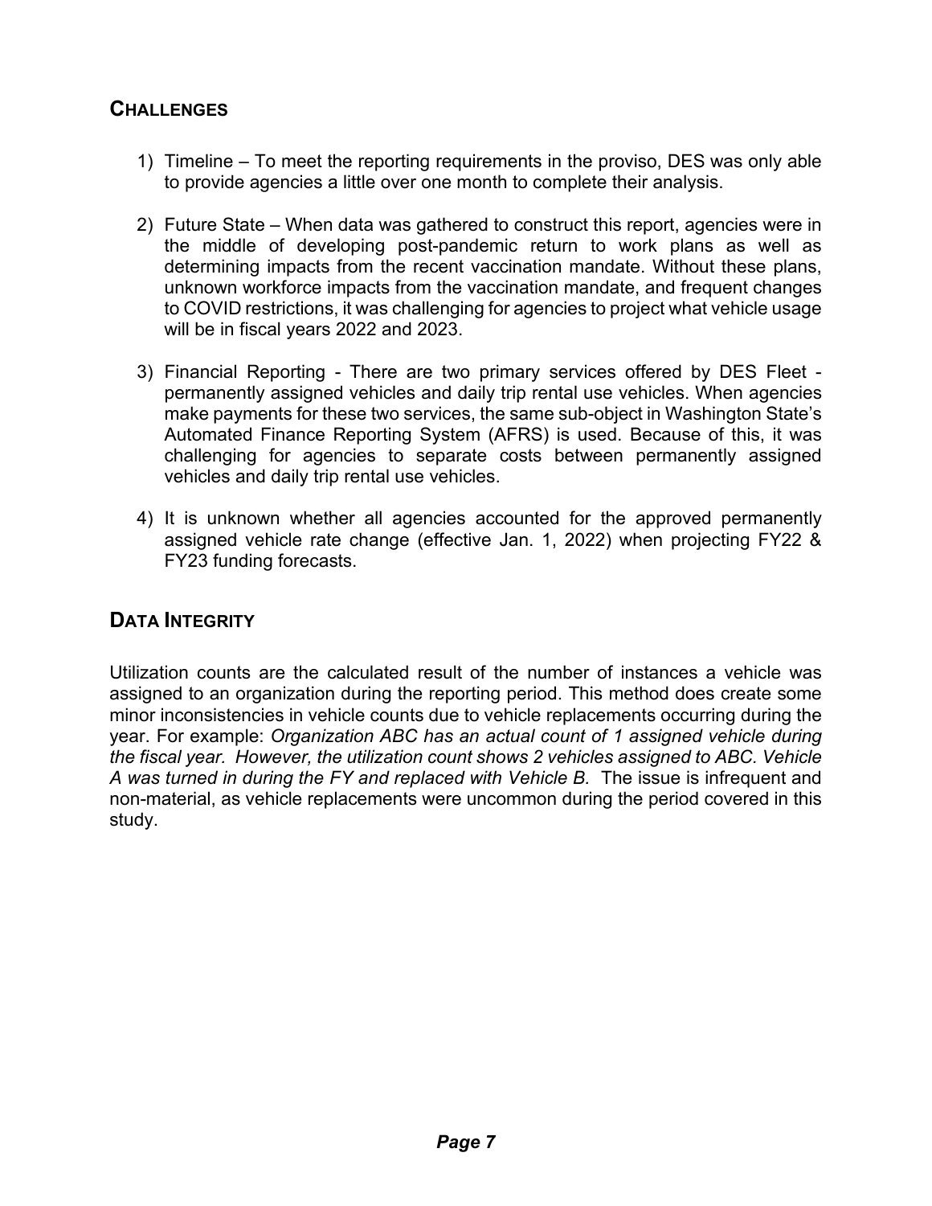## Challenges

1) Timeline – To meet the reporting requirements in the proviso, DES was only able to provide agencies a little over one month to complete their analysis.

2) Future State – When data was gathered to construct this report, agencies were in the middle of developing post-pandemic return to work plans as well as determining impacts from the recent vaccination mandate. Without these plans, unknown workforce impacts from the vaccination mandate, and frequent changes to COVID restrictions, it was challenging for agencies to project what vehicle usage will be in fiscal years 2022 and 2023.

3) Financial Reporting - There are two primary services offered by DES Fleet - permanently assigned vehicles and daily trip rental use vehicles. When agencies make payments for these two services, the same sub-object in Washington State's Automated Finance Reporting System (AFRS) is used. Because of this, it was challenging for agencies to separate costs between permanently assigned vehicles and daily trip rental use vehicles.

4) It is unknown whether all agencies accounted for the approved permanently assigned vehicle rate change (effective Jan. 1, 2022) when projecting FY22 & FY23 funding forecasts.

## Data Integrity

Utilization counts are the calculated result of the number of instances a vehicle was assigned to an organization during the reporting period. This method does create some minor inconsistencies in vehicle counts due to vehicle replacements occurring during the year. For example: *Organization ABC has an actual count of 1 assigned vehicle during the fiscal year. However, the utilization count shows 2 vehicles assigned to ABC. Vehicle A was turned in during the FY and replaced with Vehicle B.* The issue is infrequent and non-material, as vehicle replacements were uncommon during the period covered in this study.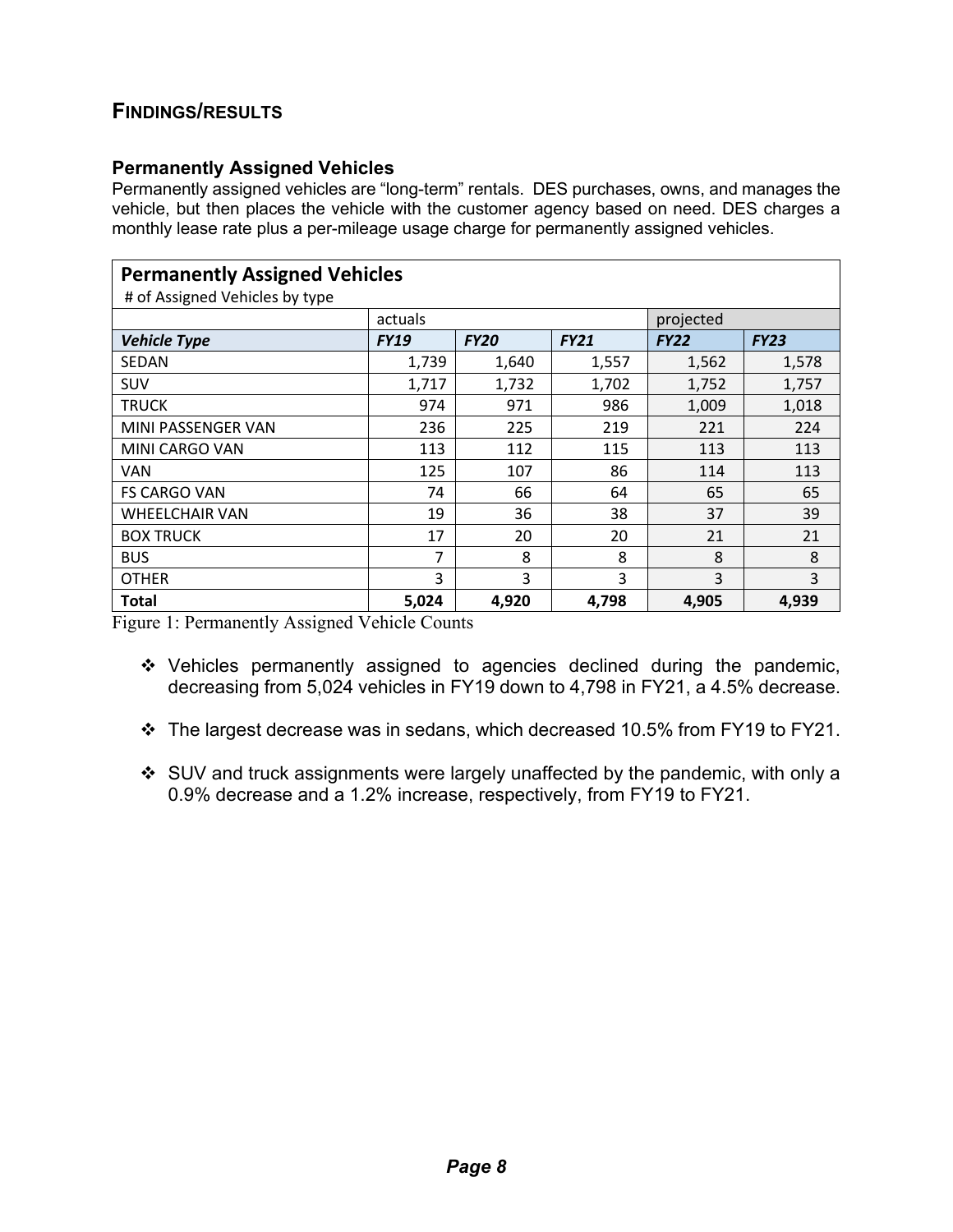## FINDINGS/RESULTS

### Permanently Assigned Vehicles

Permanently assigned vehicles are "long-term" rentals. DES purchases, owns, and manages the vehicle, but then places the vehicle with the customer agency based on need. DES charges a monthly lease rate plus a per-mileage usage charge for permanently assigned vehicles.

**Permanently Assigned Vehicles**
# of Assigned Vehicles by type

| | actuals | | | projected | |
|---|---|---|---|---|---|
| ***Vehicle Type*** | ***FY19*** | ***FY20*** | ***FY21*** | ***FY22*** | ***FY23*** |
| SEDAN | 1,739 | 1,640 | 1,557 | 1,562 | 1,578 |
| SUV | 1,717 | 1,732 | 1,702 | 1,752 | 1,757 |
| TRUCK | 974 | 971 | 986 | 1,009 | 1,018 |
| MINI PASSENGER VAN | 236 | 225 | 219 | 221 | 224 |
| MINI CARGO VAN | 113 | 112 | 115 | 113 | 113 |
| VAN | 125 | 107 | 86 | 114 | 113 |
| FS CARGO VAN | 74 | 66 | 64 | 65 | 65 |
| WHEELCHAIR VAN | 19 | 36 | 38 | 37 | 39 |
| BOX TRUCK | 17 | 20 | 20 | 21 | 21 |
| BUS | 7 | 8 | 8 | 8 | 8 |
| OTHER | 3 | 3 | 3 | 3 | 3 |
| **Total** | **5,024** | **4,920** | **4,798** | **4,905** | **4,939** |

Figure 1: Permanently Assigned Vehicle Counts

- Vehicles permanently assigned to agencies declined during the pandemic, decreasing from 5,024 vehicles in FY19 down to 4,798 in FY21, a 4.5% decrease.
- The largest decrease was in sedans, which decreased 10.5% from FY19 to FY21.
- SUV and truck assignments were largely unaffected by the pandemic, with only a 0.9% decrease and a 1.2% increase, respectively, from FY19 to FY21.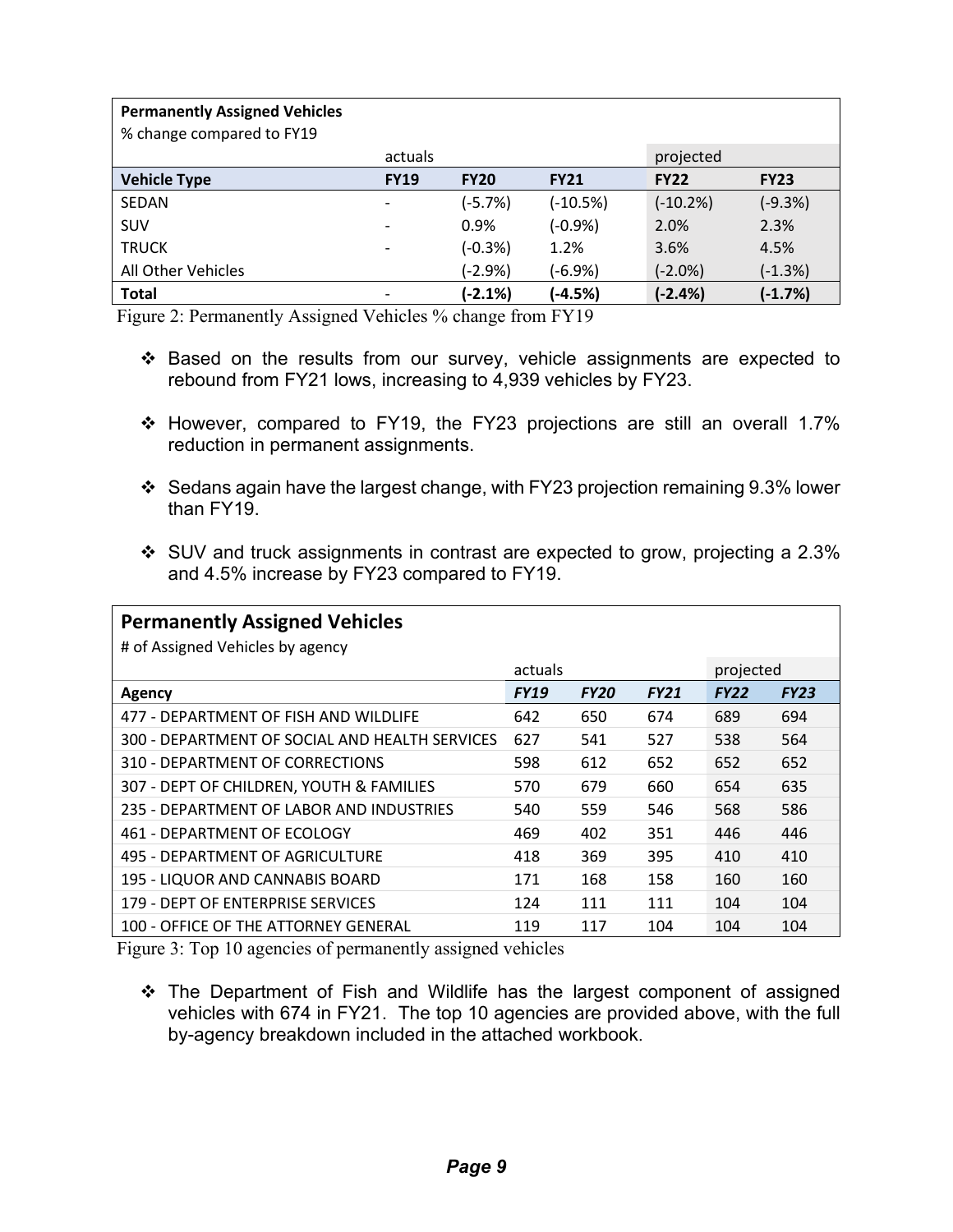| **Permanently Assigned Vehicles**<br>% change compared to FY19 | | | | | |
|---|---|---|---|---|---|
| | actuals | | | projected | |
| **Vehicle Type** | **FY19** | **FY20** | **FY21** | **FY22** | **FY23** |
| SEDAN | - | (-5.7%) | (-10.5%) | (-10.2%) | (-9.3%) |
| SUV | - | 0.9% | (-0.9%) | 2.0% | 2.3% |
| TRUCK | - | (-0.3%) | 1.2% | 3.6% | 4.5% |
| All Other Vehicles | | (-2.9%) | (-6.9%) | (-2.0%) | (-1.3%) |
| **Total** | - | **(-2.1%)** | **(-4.5%)** | **(-2.4%)** | **(-1.7%)** |

Figure 2: Permanently Assigned Vehicles % change from FY19

- ❖ Based on the results from our survey, vehicle assignments are expected to rebound from FY21 lows, increasing to 4,939 vehicles by FY23.
- ❖ However, compared to FY19, the FY23 projections are still an overall 1.7% reduction in permanent assignments.
- ❖ Sedans again have the largest change, with FY23 projection remaining 9.3% lower than FY19.
- ❖ SUV and truck assignments in contrast are expected to grow, projecting a 2.3% and 4.5% increase by FY23 compared to FY19.

| **Permanently Assigned Vehicles**<br># of Assigned Vehicles by agency | | | | | |
|---|---|---|---|---|---|
| | actuals | | | projected | |
| **Agency** | ***FY19*** | ***FY20*** | ***FY21*** | ***FY22*** | ***FY23*** |
| 477 - DEPARTMENT OF FISH AND WILDLIFE | 642 | 650 | 674 | 689 | 694 |
| 300 - DEPARTMENT OF SOCIAL AND HEALTH SERVICES | 627 | 541 | 527 | 538 | 564 |
| 310 - DEPARTMENT OF CORRECTIONS | 598 | 612 | 652 | 652 | 652 |
| 307 - DEPT OF CHILDREN, YOUTH & FAMILIES | 570 | 679 | 660 | 654 | 635 |
| 235 - DEPARTMENT OF LABOR AND INDUSTRIES | 540 | 559 | 546 | 568 | 586 |
| 461 - DEPARTMENT OF ECOLOGY | 469 | 402 | 351 | 446 | 446 |
| 495 - DEPARTMENT OF AGRICULTURE | 418 | 369 | 395 | 410 | 410 |
| 195 - LIQUOR AND CANNABIS BOARD | 171 | 168 | 158 | 160 | 160 |
| 179 - DEPT OF ENTERPRISE SERVICES | 124 | 111 | 111 | 104 | 104 |
| 100 - OFFICE OF THE ATTORNEY GENERAL | 119 | 117 | 104 | 104 | 104 |

Figure 3: Top 10 agencies of permanently assigned vehicles

- ❖ The Department of Fish and Wildlife has the largest component of assigned vehicles with 674 in FY21. The top 10 agencies are provided above, with the full by-agency breakdown included in the attached workbook.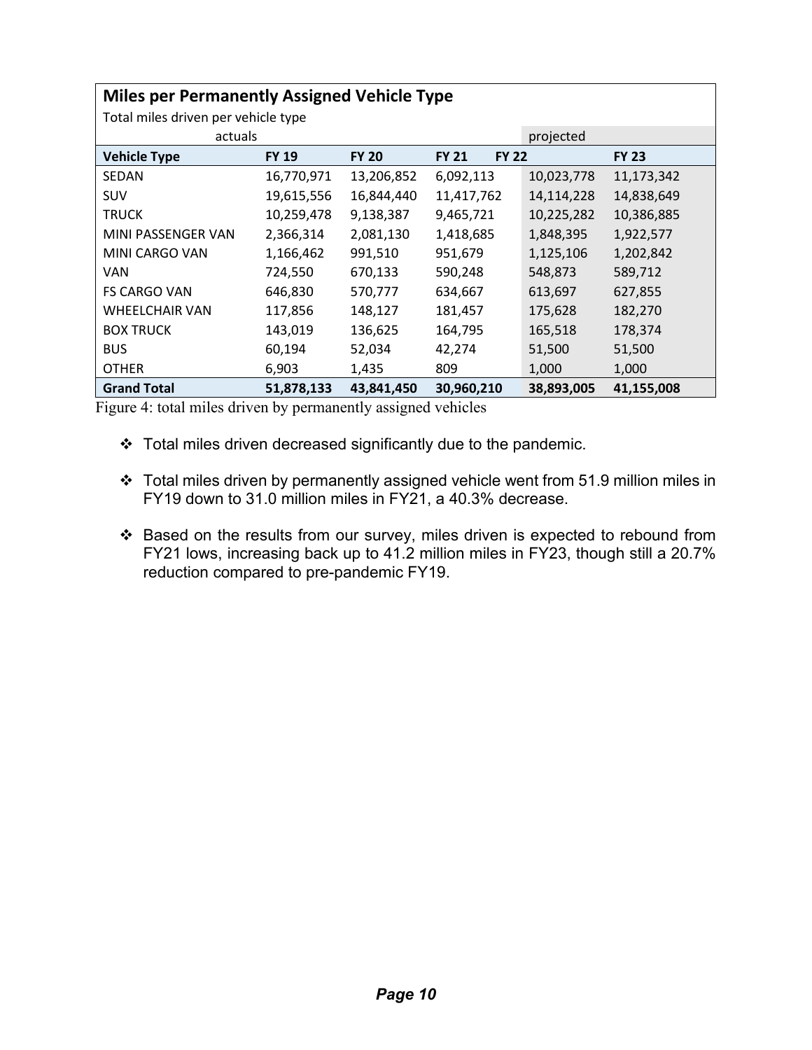| Miles per Permanently Assigned Vehicle Type | | | | | |
|---|---|---|---|---|---|
| Total miles driven per vehicle type | | | | | |
| actuals | | | | projected | |
| **Vehicle Type** | **FY 19** | **FY 20** | **FY 21** | **FY 22** | **FY 23** |
| SEDAN | 16,770,971 | 13,206,852 | 6,092,113 | 10,023,778 | 11,173,342 |
| SUV | 19,615,556 | 16,844,440 | 11,417,762 | 14,114,228 | 14,838,649 |
| TRUCK | 10,259,478 | 9,138,387 | 9,465,721 | 10,225,282 | 10,386,885 |
| MINI PASSENGER VAN | 2,366,314 | 2,081,130 | 1,418,685 | 1,848,395 | 1,922,577 |
| MINI CARGO VAN | 1,166,462 | 991,510 | 951,679 | 1,125,106 | 1,202,842 |
| VAN | 724,550 | 670,133 | 590,248 | 548,873 | 589,712 |
| FS CARGO VAN | 646,830 | 570,777 | 634,667 | 613,697 | 627,855 |
| WHEELCHAIR VAN | 117,856 | 148,127 | 181,457 | 175,628 | 182,270 |
| BOX TRUCK | 143,019 | 136,625 | 164,795 | 165,518 | 178,374 |
| BUS | 60,194 | 52,034 | 42,274 | 51,500 | 51,500 |
| OTHER | 6,903 | 1,435 | 809 | 1,000 | 1,000 |
| **Grand Total** | **51,878,133** | **43,841,450** | **30,960,210** | **38,893,005** | **41,155,008** |

Figure 4: total miles driven by permanently assigned vehicles

- Total miles driven decreased significantly due to the pandemic.
- Total miles driven by permanently assigned vehicle went from 51.9 million miles in FY19 down to 31.0 million miles in FY21, a 40.3% decrease.
- Based on the results from our survey, miles driven is expected to rebound from FY21 lows, increasing back up to 41.2 million miles in FY23, though still a 20.7% reduction compared to pre-pandemic FY19.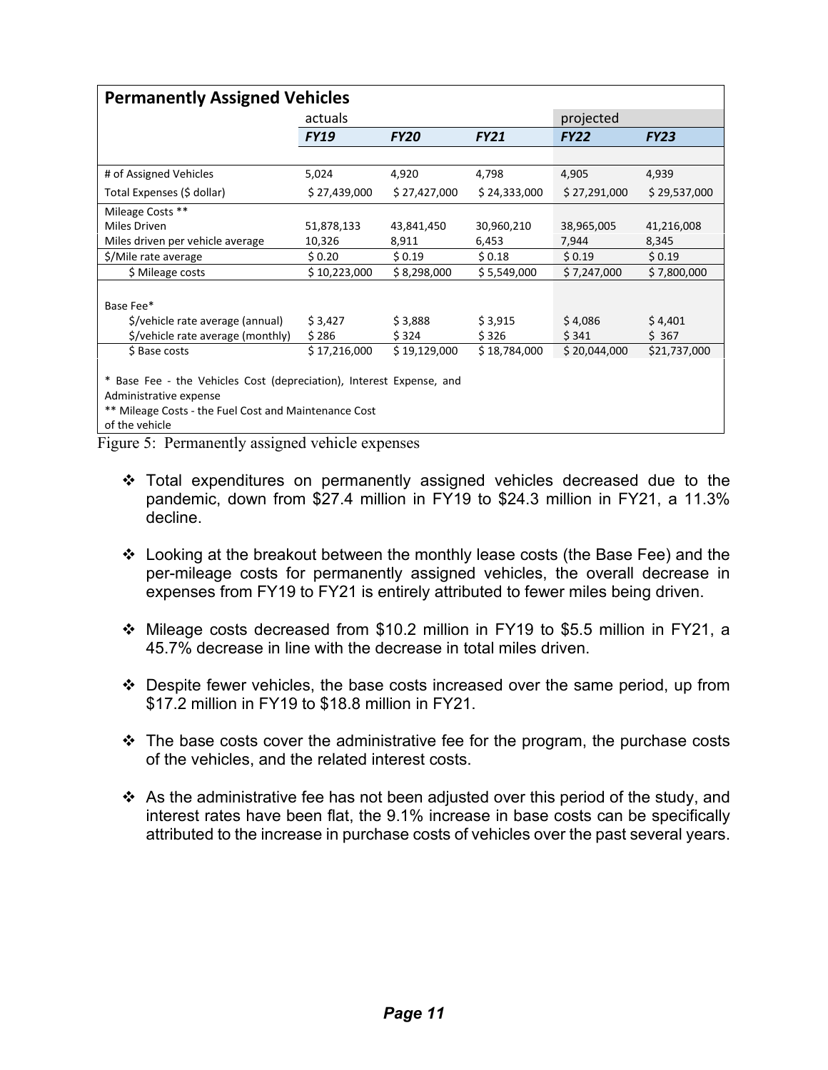| Permanently Assigned Vehicles | | | | | |
|---|---|---|---|---|---|
| | actuals | | | projected | |
| | ***FY19*** | ***FY20*** | ***FY21*** | ***FY22*** | ***FY23*** |
| # of Assigned Vehicles | 5,024 | 4,920 | 4,798 | 4,905 | 4,939 |
| Total Expenses ($ dollar) | $ 27,439,000 | $ 27,427,000 | $ 24,333,000 | $ 27,291,000 | $ 29,537,000 |
| Mileage Costs ** | | | | | |
| Miles Driven | 51,878,133 | 43,841,450 | 30,960,210 | 38,965,005 | 41,216,008 |
| Miles driven per vehicle average | 10,326 | 8,911 | 6,453 | 7,944 | 8,345 |
| $/Mile rate average | $ 0.20 | $ 0.19 | $ 0.18 | $ 0.19 | $ 0.19 |
| $ Mileage costs | $ 10,223,000 | $ 8,298,000 | $ 5,549,000 | $ 7,247,000 | $ 7,800,000 |
| Base Fee* | | | | | |
| $/vehicle rate average (annual) | $ 3,427 | $ 3,888 | $ 3,915 | $ 4,086 | $ 4,401 |
| $/vehicle rate average (monthly) | $ 286 | $ 324 | $ 326 | $ 341 | $ 367 |
| $ Base costs | $ 17,216,000 | $ 19,129,000 | $ 18,784,000 | $ 20,044,000 | $21,737,000 |

* Base Fee - the Vehicles Cost (depreciation), Interest Expense, and Administrative expense
** Mileage Costs - the Fuel Cost and Maintenance Cost of the vehicle

Figure 5: Permanently assigned vehicle expenses

- Total expenditures on permanently assigned vehicles decreased due to the pandemic, down from $27.4 million in FY19 to $24.3 million in FY21, a 11.3% decline.

- Looking at the breakout between the monthly lease costs (the Base Fee) and the per-mileage costs for permanently assigned vehicles, the overall decrease in expenses from FY19 to FY21 is entirely attributed to fewer miles being driven.

- Mileage costs decreased from $10.2 million in FY19 to $5.5 million in FY21, a 45.7% decrease in line with the decrease in total miles driven.

- Despite fewer vehicles, the base costs increased over the same period, up from $17.2 million in FY19 to $18.8 million in FY21.

- The base costs cover the administrative fee for the program, the purchase costs of the vehicles, and the related interest costs.

- As the administrative fee has not been adjusted over this period of the study, and interest rates have been flat, the 9.1% increase in base costs can be specifically attributed to the increase in purchase costs of vehicles over the past several years.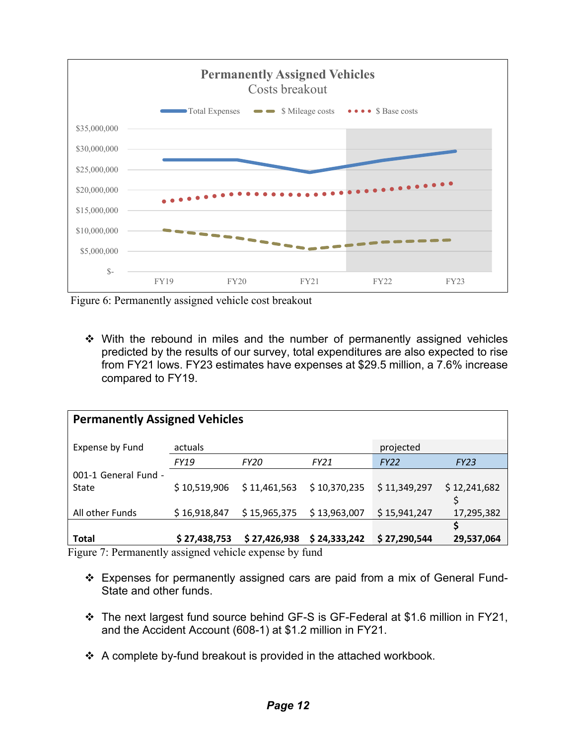Figure 6: Permanently assigned vehicle cost breakout

- With the rebound in miles and the number of permanently assigned vehicles predicted by the results of our survey, total expenditures are also expected to rise from FY21 lows. FY23 estimates have expenses at $29.5 million, a 7.6% increase compared to FY19.

**Permanently Assigned Vehicles**

| Expense by Fund | actuals | | | projected | |
|---|---|---|---|---|---|
| | *FY19* | *FY20* | *FY21* | *FY22* | *FY23* |
| 001-1 General Fund - State | $ 10,519,906 | $ 11,461,563 | $ 10,370,235 | $ 11,349,297 | $ 12,241,682 |
| All other Funds | $ 16,918,847 | $ 15,965,375 | $ 13,963,007 | $ 15,941,247 | $ 17,295,382 |
| **Total** | **$ 27,438,753** | **$ 27,426,938** | **$ 24,333,242** | **$ 27,290,544** | **$ 29,537,064** |

Figure 7: Permanently assigned vehicle expense by fund

- Expenses for permanently assigned cars are paid from a mix of General Fund-State and other funds.
- The next largest fund source behind GF-S is GF-Federal at $1.6 million in FY21, and the Accident Account (608-1) at $1.2 million in FY21.
- A complete by-fund breakout is provided in the attached workbook.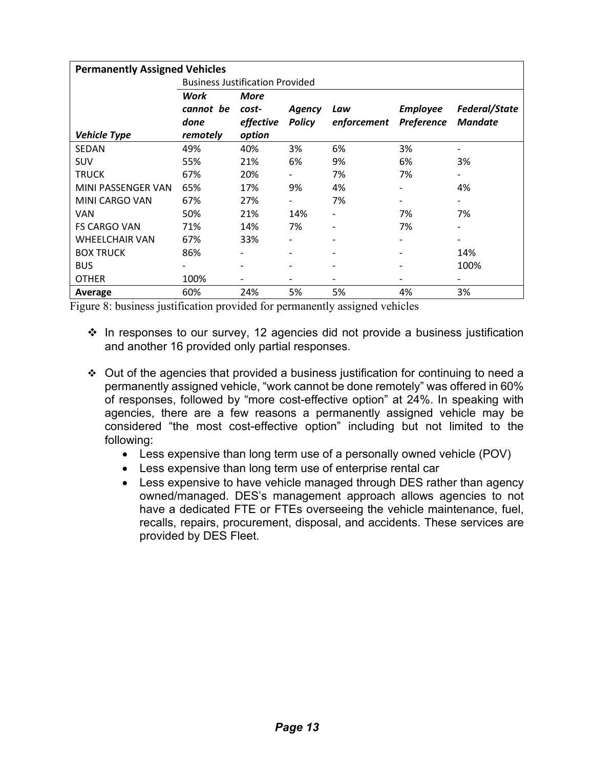| **Permanently Assigned Vehicles** | | | | | | |
|---|---|---|---|---|---|---|
| | Business Justification Provided | | | | | |
| ***Vehicle Type*** | ***Work cannot be done remotely*** | ***More cost-effective option*** | ***Agency Policy*** | ***Law enforcement*** | ***Employee Preference*** | ***Federal/State Mandate*** |
| SEDAN | 49% | 40% | 3% | 6% | 3% | - |
| SUV | 55% | 21% | 6% | 9% | 6% | 3% |
| TRUCK | 67% | 20% | - | 7% | 7% | - |
| MINI PASSENGER VAN | 65% | 17% | 9% | 4% | - | 4% |
| MINI CARGO VAN | 67% | 27% | - | 7% | - | - |
| VAN | 50% | 21% | 14% | - | 7% | 7% |
| FS CARGO VAN | 71% | 14% | 7% | - | 7% | - |
| WHEELCHAIR VAN | 67% | 33% | - | - | - | - |
| BOX TRUCK | 86% | - | - | - | - | 14% |
| BUS | - | - | - | - | - | 100% |
| OTHER | 100% | - | - | - | - | - |
| **Average** | 60% | 24% | 5% | 5% | 4% | 3% |

Figure 8: business justification provided for permanently assigned vehicles

- ❖ In responses to our survey, 12 agencies did not provide a business justification and another 16 provided only partial responses.

- ❖ Out of the agencies that provided a business justification for continuing to need a permanently assigned vehicle, "work cannot be done remotely" was offered in 60% of responses, followed by "more cost-effective option" at 24%. In speaking with agencies, there are a few reasons a permanently assigned vehicle may be considered "the most cost-effective option" including but not limited to the following:
  - Less expensive than long term use of a personally owned vehicle (POV)
  - Less expensive than long term use of enterprise rental car
  - Less expensive to have vehicle managed through DES rather than agency owned/managed. DES's management approach allows agencies to not have a dedicated FTE or FTEs overseeing the vehicle maintenance, fuel, recalls, repairs, procurement, disposal, and accidents. These services are provided by DES Fleet.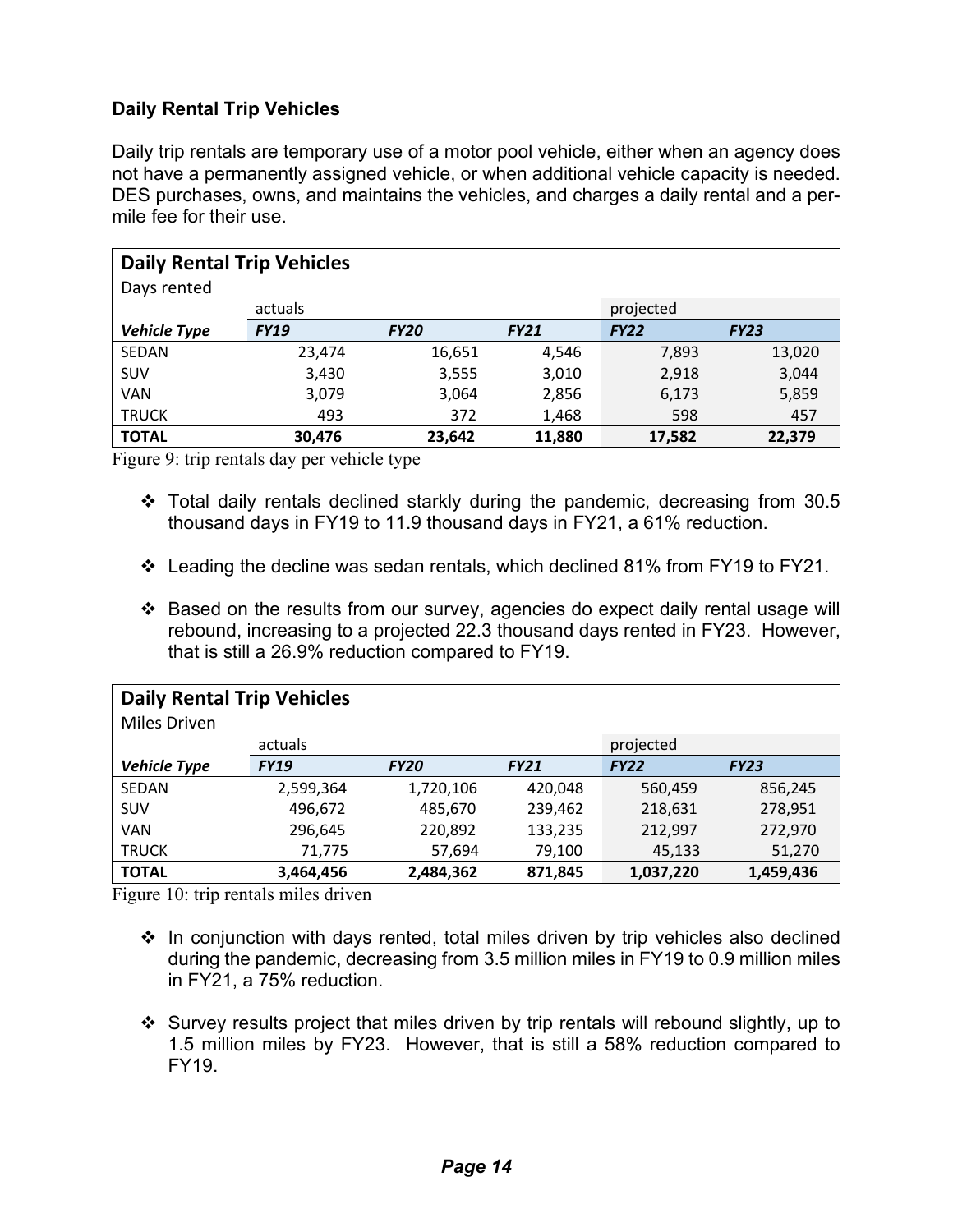### Daily Rental Trip Vehicles

Daily trip rentals are temporary use of a motor pool vehicle, either when an agency does not have a permanently assigned vehicle, or when additional vehicle capacity is needed. DES purchases, owns, and maintains the vehicles, and charges a daily rental and a per-mile fee for their use.

| Daily Rental Trip Vehicles | | | | | |
|---|---|---|---|---|---|
| Days rented | | | | | |
| | actuals | | | projected | |
| ***Vehicle Type*** | ***FY19*** | ***FY20*** | ***FY21*** | ***FY22*** | ***FY23*** |
| SEDAN | 23,474 | 16,651 | 4,546 | 7,893 | 13,020 |
| SUV | 3,430 | 3,555 | 3,010 | 2,918 | 3,044 |
| VAN | 3,079 | 3,064 | 2,856 | 6,173 | 5,859 |
| TRUCK | 493 | 372 | 1,468 | 598 | 457 |
| **TOTAL** | **30,476** | **23,642** | **11,880** | **17,582** | **22,379** |

Figure 9: trip rentals day per vehicle type

- ❖ Total daily rentals declined starkly during the pandemic, decreasing from 30.5 thousand days in FY19 to 11.9 thousand days in FY21, a 61% reduction.
- ❖ Leading the decline was sedan rentals, which declined 81% from FY19 to FY21.
- ❖ Based on the results from our survey, agencies do expect daily rental usage will rebound, increasing to a projected 22.3 thousand days rented in FY23. However, that is still a 26.9% reduction compared to FY19.

| Daily Rental Trip Vehicles | | | | | |
|---|---|---|---|---|---|
| Miles Driven | | | | | |
| | actuals | | | projected | |
| ***Vehicle Type*** | ***FY19*** | ***FY20*** | ***FY21*** | ***FY22*** | ***FY23*** |
| SEDAN | 2,599,364 | 1,720,106 | 420,048 | 560,459 | 856,245 |
| SUV | 496,672 | 485,670 | 239,462 | 218,631 | 278,951 |
| VAN | 296,645 | 220,892 | 133,235 | 212,997 | 272,970 |
| TRUCK | 71,775 | 57,694 | 79,100 | 45,133 | 51,270 |
| **TOTAL** | **3,464,456** | **2,484,362** | **871,845** | **1,037,220** | **1,459,436** |

Figure 10: trip rentals miles driven

- ❖ In conjunction with days rented, total miles driven by trip vehicles also declined during the pandemic, decreasing from 3.5 million miles in FY19 to 0.9 million miles in FY21, a 75% reduction.
- ❖ Survey results project that miles driven by trip rentals will rebound slightly, up to 1.5 million miles by FY23. However, that is still a 58% reduction compared to FY19.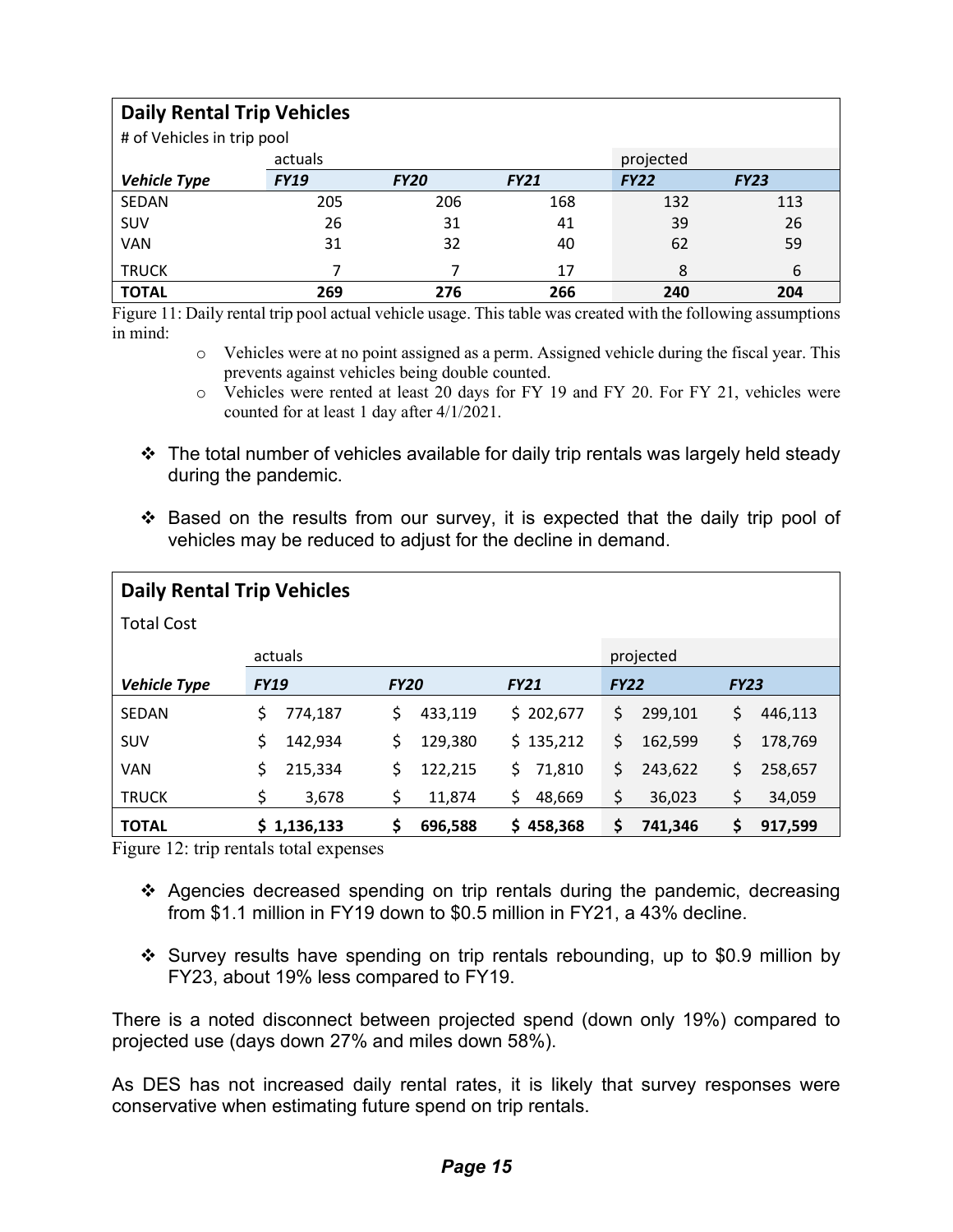| **Daily Rental Trip Vehicles** | | | | | |
|---|---|---|---|---|---|
| # of Vehicles in trip pool | | | | | |
| | actuals | | | projected | |
| ***Vehicle Type*** | ***FY19*** | ***FY20*** | ***FY21*** | ***FY22*** | ***FY23*** |
| SEDAN | 205 | 206 | 168 | 132 | 113 |
| SUV | 26 | 31 | 41 | 39 | 26 |
| VAN | 31 | 32 | 40 | 62 | 59 |
| TRUCK | 7 | 7 | 17 | 8 | 6 |
| **TOTAL** | **269** | **276** | **266** | **240** | **204** |

Figure 11: Daily rental trip pool actual vehicle usage. This table was created with the following assumptions in mind:

- Vehicles were at no point assigned as a perm. Assigned vehicle during the fiscal year. This prevents against vehicles being double counted.
- Vehicles were rented at least 20 days for FY 19 and FY 20. For FY 21, vehicles were counted for at least 1 day after 4/1/2021.

- ❖ The total number of vehicles available for daily trip rentals was largely held steady during the pandemic.
- ❖ Based on the results from our survey, it is expected that the daily trip pool of vehicles may be reduced to adjust for the decline in demand.

| **Daily Rental Trip Vehicles** | | | | | |
|---|---|---|---|---|---|
| Total Cost | | | | | |
| | actuals | | | projected | |
| ***Vehicle Type*** | ***FY19*** | ***FY20*** | ***FY21*** | ***FY22*** | ***FY23*** |
| SEDAN | $ 774,187 | $ 433,119 | $ 202,677 | $ 299,101 | $ 446,113 |
| SUV | $ 142,934 | $ 129,380 | $ 135,212 | $ 162,599 | $ 178,769 |
| VAN | $ 215,334 | $ 122,215 | $ 71,810 | $ 243,622 | $ 258,657 |
| TRUCK | $ 3,678 | $ 11,874 | $ 48,669 | $ 36,023 | $ 34,059 |
| **TOTAL** | **$ 1,136,133** | **$ 696,588** | **$ 458,368** | **$ 741,346** | **$ 917,599** |

Figure 12: trip rentals total expenses

- ❖ Agencies decreased spending on trip rentals during the pandemic, decreasing from $1.1 million in FY19 down to $0.5 million in FY21, a 43% decline.
- ❖ Survey results have spending on trip rentals rebounding, up to $0.9 million by FY23, about 19% less compared to FY19.

There is a noted disconnect between projected spend (down only 19%) compared to projected use (days down 27% and miles down 58%).

As DES has not increased daily rental rates, it is likely that survey responses were conservative when estimating future spend on trip rentals.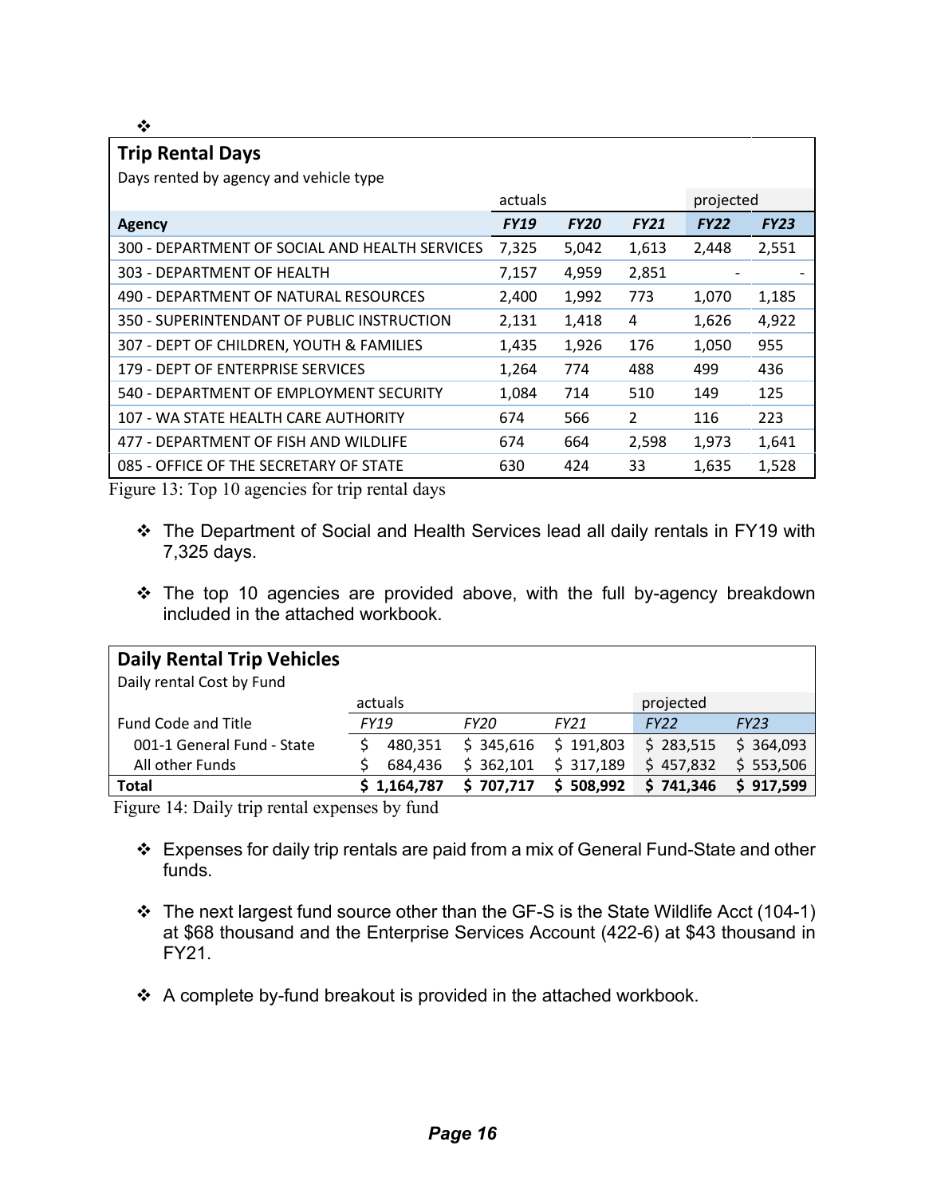❖

**Trip Rental Days**

Days rented by agency and vehicle type

| | actuals | | | projected | |
|---|---|---|---|---|---|
| **Agency** | ***FY19*** | ***FY20*** | ***FY21*** | ***FY22*** | ***FY23*** |
| 300 - DEPARTMENT OF SOCIAL AND HEALTH SERVICES | 7,325 | 5,042 | 1,613 | 2,448 | 2,551 |
| 303 - DEPARTMENT OF HEALTH | 7,157 | 4,959 | 2,851 | - | - |
| 490 - DEPARTMENT OF NATURAL RESOURCES | 2,400 | 1,992 | 773 | 1,070 | 1,185 |
| 350 - SUPERINTENDANT OF PUBLIC INSTRUCTION | 2,131 | 1,418 | 4 | 1,626 | 4,922 |
| 307 - DEPT OF CHILDREN, YOUTH & FAMILIES | 1,435 | 1,926 | 176 | 1,050 | 955 |
| 179 - DEPT OF ENTERPRISE SERVICES | 1,264 | 774 | 488 | 499 | 436 |
| 540 - DEPARTMENT OF EMPLOYMENT SECURITY | 1,084 | 714 | 510 | 149 | 125 |
| 107 - WA STATE HEALTH CARE AUTHORITY | 674 | 566 | 2 | 116 | 223 |
| 477 - DEPARTMENT OF FISH AND WILDLIFE | 674 | 664 | 2,598 | 1,973 | 1,641 |
| 085 - OFFICE OF THE SECRETARY OF STATE | 630 | 424 | 33 | 1,635 | 1,528 |

Figure 13: Top 10 agencies for trip rental days

- ❖ The Department of Social and Health Services lead all daily rentals in FY19 with 7,325 days.
- ❖ The top 10 agencies are provided above, with the full by-agency breakdown included in the attached workbook.

**Daily Rental Trip Vehicles**

Daily rental Cost by Fund

| | actuals | | | projected | |
|---|---|---|---|---|---|
| Fund Code and Title | *FY19* | *FY20* | *FY21* | *FY22* | *FY23* |
| 001-1 General Fund - State | $ 480,351 | $ 345,616 | $ 191,803 | $ 283,515 | $ 364,093 |
| All other Funds | $ 684,436 | $ 362,101 | $ 317,189 | $ 457,832 | $ 553,506 |
| **Total** | **$ 1,164,787** | **$ 707,717** | **$ 508,992** | **$ 741,346** | **$ 917,599** |

Figure 14: Daily trip rental expenses by fund

- ❖ Expenses for daily trip rentals are paid from a mix of General Fund-State and other funds.
- ❖ The next largest fund source other than the GF-S is the State Wildlife Acct (104-1) at $68 thousand and the Enterprise Services Account (422-6) at $43 thousand in FY21.
- ❖ A complete by-fund breakout is provided in the attached workbook.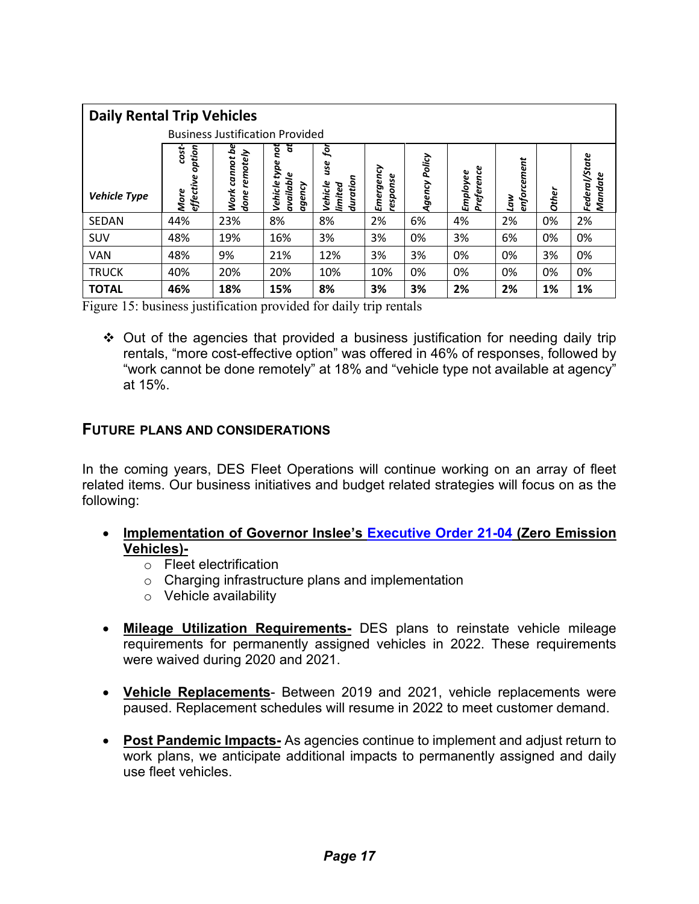| **Daily Rental Trip Vehicles** | | | | | | | | | | |
|---|---|---|---|---|---|---|---|---|---|---|
| | Business Justification Provided | | | | | | | | | |
| ***Vehicle Type*** | ***More cost-effective option*** | ***Work cannot be done remotely*** | ***Vehicle type not available at agency*** | ***Vehicle use for limited duration*** | ***Emergency response*** | ***Agency Policy*** | ***Employee Preference*** | ***Law enforcement*** | ***Other*** | ***Federal/State Mandate*** |
| SEDAN | 44% | 23% | 8% | 8% | 2% | 6% | 4% | 2% | 0% | 2% |
| SUV | 48% | 19% | 16% | 3% | 3% | 0% | 3% | 6% | 0% | 0% |
| VAN | 48% | 9% | 21% | 12% | 3% | 3% | 0% | 0% | 3% | 0% |
| TRUCK | 40% | 20% | 20% | 10% | 10% | 0% | 0% | 0% | 0% | 0% |
| **TOTAL** | **46%** | **18%** | **15%** | **8%** | **3%** | **3%** | **2%** | **2%** | **1%** | **1%** |

Figure 15: business justification provided for daily trip rentals

- ❖ Out of the agencies that provided a business justification for needing daily trip rentals, “more cost-effective option” was offered in 46% of responses, followed by “work cannot be done remotely” at 18% and “vehicle type not available at agency” at 15%.

## FUTURE PLANS AND CONSIDERATIONS

In the coming years, DES Fleet Operations will continue working on an array of fleet related items. Our business initiatives and budget related strategies will focus on as the following:

- **Implementation of Governor Inslee’s Executive Order 21-04 (Zero Emission Vehicles)-**
  - Fleet electrification
  - Charging infrastructure plans and implementation
  - Vehicle availability

- **Mileage Utilization Requirements-** DES plans to reinstate vehicle mileage requirements for permanently assigned vehicles in 2022. These requirements were waived during 2020 and 2021.

- **Vehicle Replacements**- Between 2019 and 2021, vehicle replacements were paused. Replacement schedules will resume in 2022 to meet customer demand.

- **Post Pandemic Impacts-** As agencies continue to implement and adjust return to work plans, we anticipate additional impacts to permanently assigned and daily use fleet vehicles.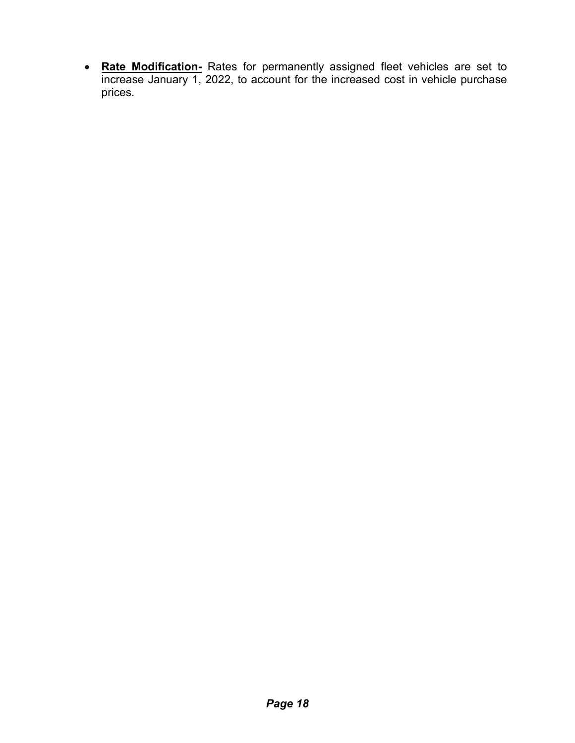- **Rate Modification-** Rates for permanently assigned fleet vehicles are set to increase January 1, 2022, to account for the increased cost in vehicle purchase prices.